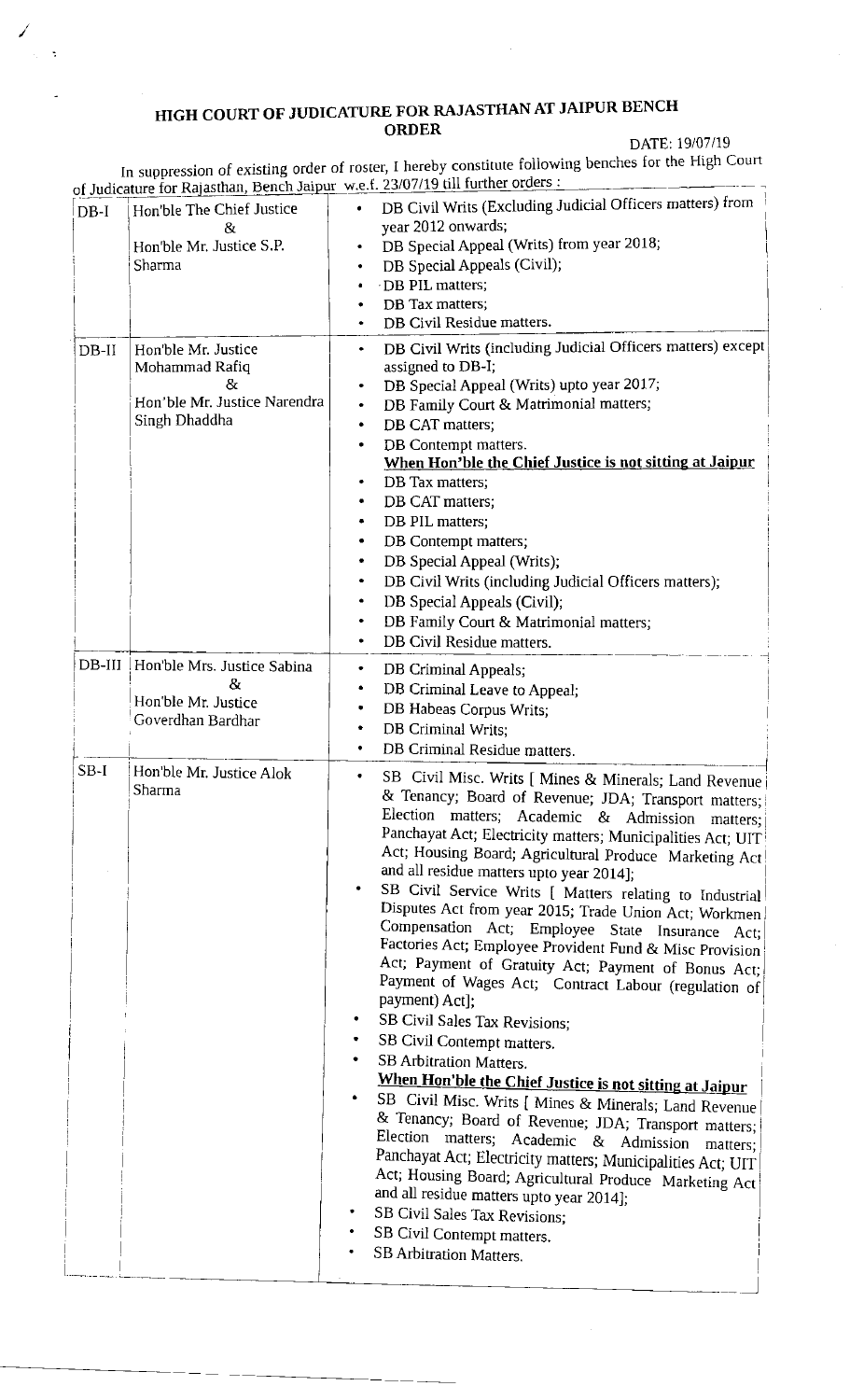# HIGH COURT OF JUDICATURE FOR RAJASTHAN AT JAIPUR BENCH

## ORDER

DATE: 19/07/19

In suppression of existing order of roster, I hereby constitute following benches for the High Court of Judicature for Rajasthan, Bench Jaipur w.e.f. 23/07/19 till further orders :

| | | |
|---|---|---|
| DB-I | Hon'ble The Chief Justice & Hon'ble Mr. Justice S.P. Sharma | • DB Civil Writs (Excluding Judicial Officers matters) from year 2012 onwards;<br>• DB Special Appeal (Writs) from year 2018;<br>• DB Special Appeals (Civil);<br>• DB PIL matters;<br>• DB Tax matters;<br>• DB Civil Residue matters. |
| DB-II | Hon'ble Mr. Justice Mohammad Rafiq & Hon'ble Mr. Justice Narendra Singh Dhaddha | • DB Civil Writs (including Judicial Officers matters) except assigned to DB-I;<br>• DB Special Appeal (Writs) upto year 2017;<br>• DB Family Court & Matrimonial matters;<br>• DB CAT matters;<br>• DB Contempt matters.<br>**When Hon'ble the Chief Justice is not sitting at Jaipur**<br>• DB Tax matters;<br>• DB CAT matters;<br>• DB PIL matters;<br>• DB Contempt matters;<br>• DB Special Appeal (Writs);<br>• DB Civil Writs (including Judicial Officers matters);<br>• DB Special Appeals (Civil);<br>• DB Family Court & Matrimonial matters;<br>• DB Civil Residue matters. |
| DB-III | Hon'ble Mrs. Justice Sabina & Hon'ble Mr. Justice Goverdhan Bardhar | • DB Criminal Appeals;<br>• DB Criminal Leave to Appeal;<br>• DB Habeas Corpus Writs;<br>• DB Criminal Writs;<br>• DB Criminal Residue matters. |
| SB-I | Hon'ble Mr. Justice Alok Sharma | • SB Civil Misc. Writs [ Mines & Minerals; Land Revenue & Tenancy; Board of Revenue; JDA; Transport matters; Election matters; Academic & Admission matters; Panchayat Act; Electricity matters; Municipalities Act; UIT Act; Housing Board; Agricultural Produce Marketing Act and all residue matters upto year 2014];<br>• SB Civil Service Writs [ Matters relating to Industrial Disputes Act from year 2015; Trade Union Act; Workmen Compensation Act; Employee State Insurance Act; Factories Act; Employee Provident Fund & Misc Provision Act; Payment of Gratuity Act; Payment of Bonus Act; Payment of Wages Act; Contract Labour (regulation of payment) Act];<br>• SB Civil Sales Tax Revisions;<br>• SB Civil Contempt matters.<br>• SB Arbitration Matters.<br>**When Hon'ble the Chief Justice is not sitting at Jaipur**<br>• SB Civil Misc. Writs [ Mines & Minerals; Land Revenue & Tenancy; Board of Revenue; JDA; Transport matters; Election matters; Academic & Admission matters; Panchayat Act; Electricity matters; Municipalities Act; UIT Act; Housing Board; Agricultural Produce Marketing Act and all residue matters upto year 2014];<br>• SB Civil Sales Tax Revisions;<br>• SB Civil Contempt matters.<br>• SB Arbitration Matters. |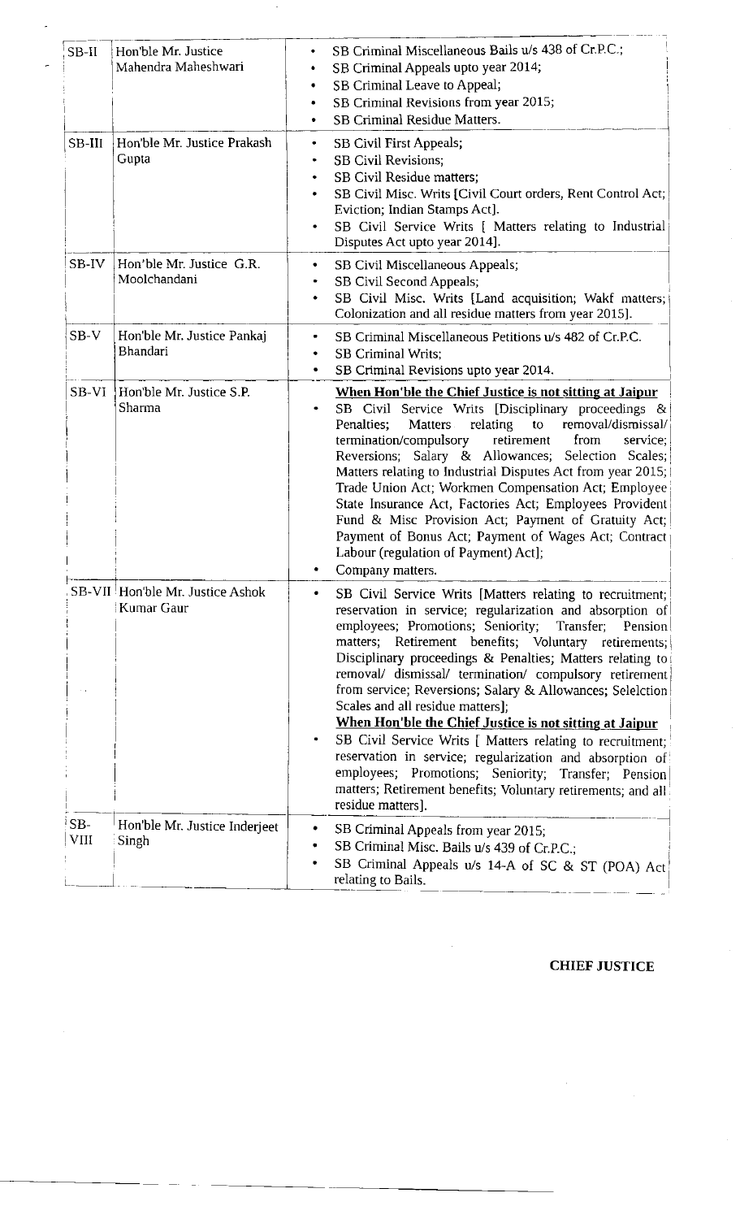| | | |
|---|---|---|
| SB-II | Hon'ble Mr. Justice Mahendra Maheshwari | • SB Criminal Miscellaneous Bails u/s 438 of Cr.P.C.;<br>• SB Criminal Appeals upto year 2014;<br>• SB Criminal Leave to Appeal;<br>• SB Criminal Revisions from year 2015;<br>• SB Criminal Residue Matters. |
| SB-III | Hon'ble Mr. Justice Prakash Gupta | • SB Civil First Appeals;<br>• SB Civil Revisions;<br>• SB Civil Residue matters;<br>• SB Civil Misc. Writs [Civil Court orders, Rent Control Act; Eviction; Indian Stamps Act].<br>• SB Civil Service Writs [ Matters relating to Industrial Disputes Act upto year 2014]. |
| SB-IV | Hon'ble Mr. Justice G.R. Moolchandani | • SB Civil Miscellaneous Appeals;<br>• SB Civil Second Appeals;<br>• SB Civil Misc. Writs [Land acquisition; Wakf matters; Colonization and all residue matters from year 2015]. |
| SB-V | Hon'ble Mr. Justice Pankaj Bhandari | • SB Criminal Miscellaneous Petitions u/s 482 of Cr.P.C.<br>• SB Criminal Writs;<br>• SB Criminal Revisions upto year 2014. |
| SB-VI | Hon'ble Mr. Justice S.P. Sharma | **When Hon'ble the Chief Justice is not sitting at Jaipur**<br>• SB Civil Service Writs [Disciplinary proceedings & Penalties; Matters relating to removal/dismissal/ termination/compulsory retirement from service; Reversions; Salary & Allowances; Selection Scales; Matters relating to Industrial Disputes Act from year 2015; Trade Union Act; Workmen Compensation Act; Employee State Insurance Act, Factories Act; Employees Provident Fund & Misc Provision Act; Payment of Gratuity Act; Payment of Bonus Act; Payment of Wages Act; Contract Labour (regulation of Payment) Act];<br>• Company matters. |
| SB-VII | Hon'ble Mr. Justice Ashok Kumar Gaur | • SB Civil Service Writs [Matters relating to recruitment; reservation in service; regularization and absorption of employees; Promotions; Seniority; Transfer; Pension matters; Retirement benefits; Voluntary retirements; Disciplinary proceedings & Penalties; Matters relating to removal/ dismissal/ termination/ compulsory retirement from service; Reversions; Salary & Allowances; Selelction Scales and all residue matters];<br>**When Hon'ble the Chief Justice is not sitting at Jaipur**<br>• SB Civil Service Writs [ Matters relating to recruitment; reservation in service; regularization and absorption of employees; Promotions; Seniority; Transfer; Pension matters; Retirement benefits; Voluntary retirements; and all residue matters]. |
| SB-VIII | Hon'ble Mr. Justice Inderjeet Singh | • SB Criminal Appeals from year 2015;<br>• SB Criminal Misc. Bails u/s 439 of Cr.P.C.;<br>• SB Criminal Appeals u/s 14-A of SC & ST (POA) Act relating to Bails. |

**CHIEF JUSTICE**